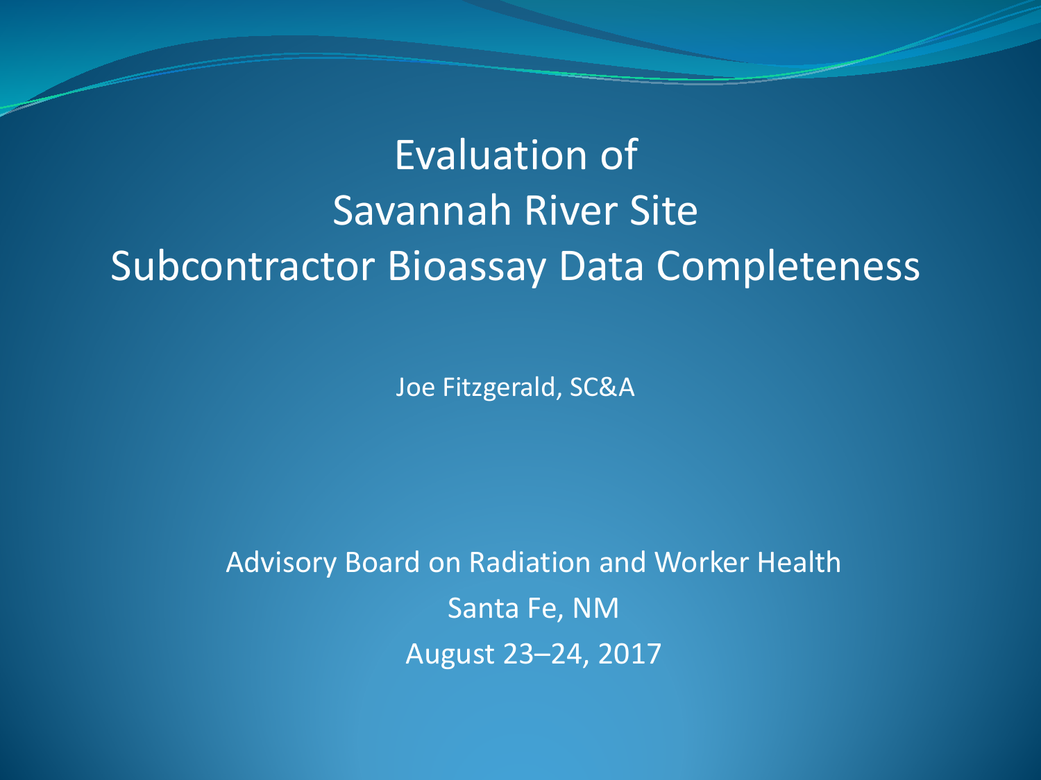# Evaluation of Savannah River Site Subcontractor Bioassay Data Completeness

Joe Fitzgerald, SC&A

Advisory Board on Radiation and Worker Health

Santa Fe, NM

August 23–24, 2017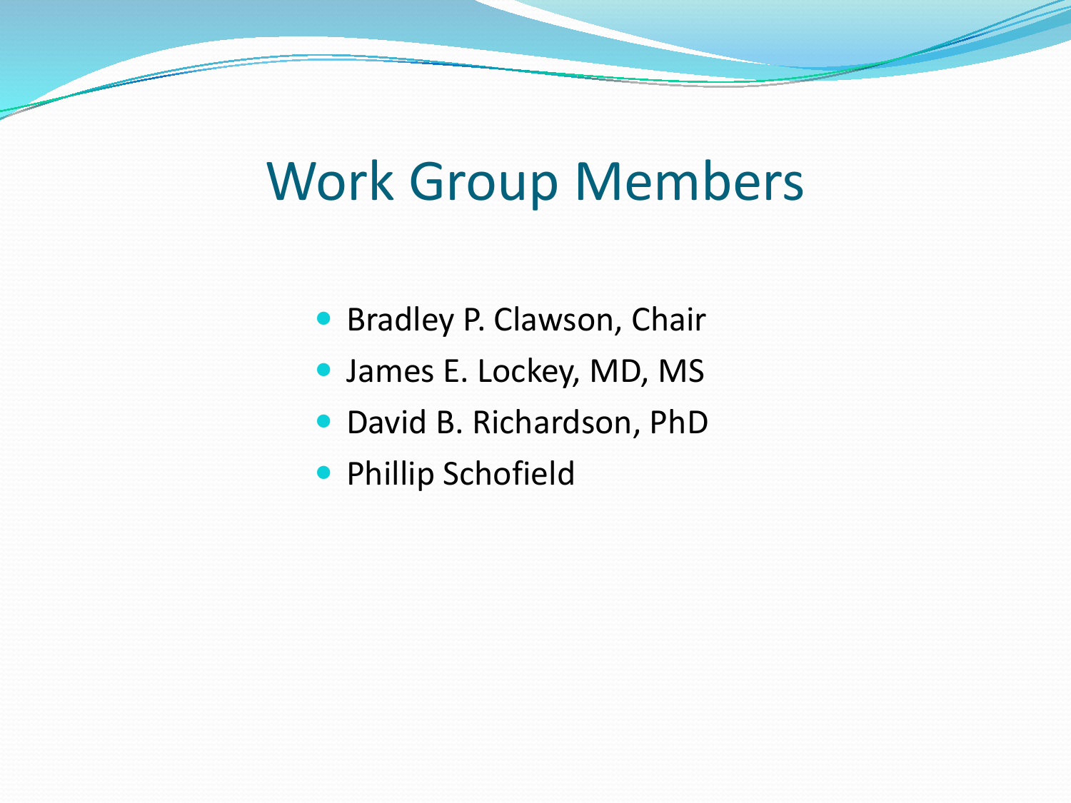# Work Group Members

- Bradley P. Clawson, Chair
- James E. Lockey, MD, MS
- David B. Richardson, PhD
- Phillip Schofield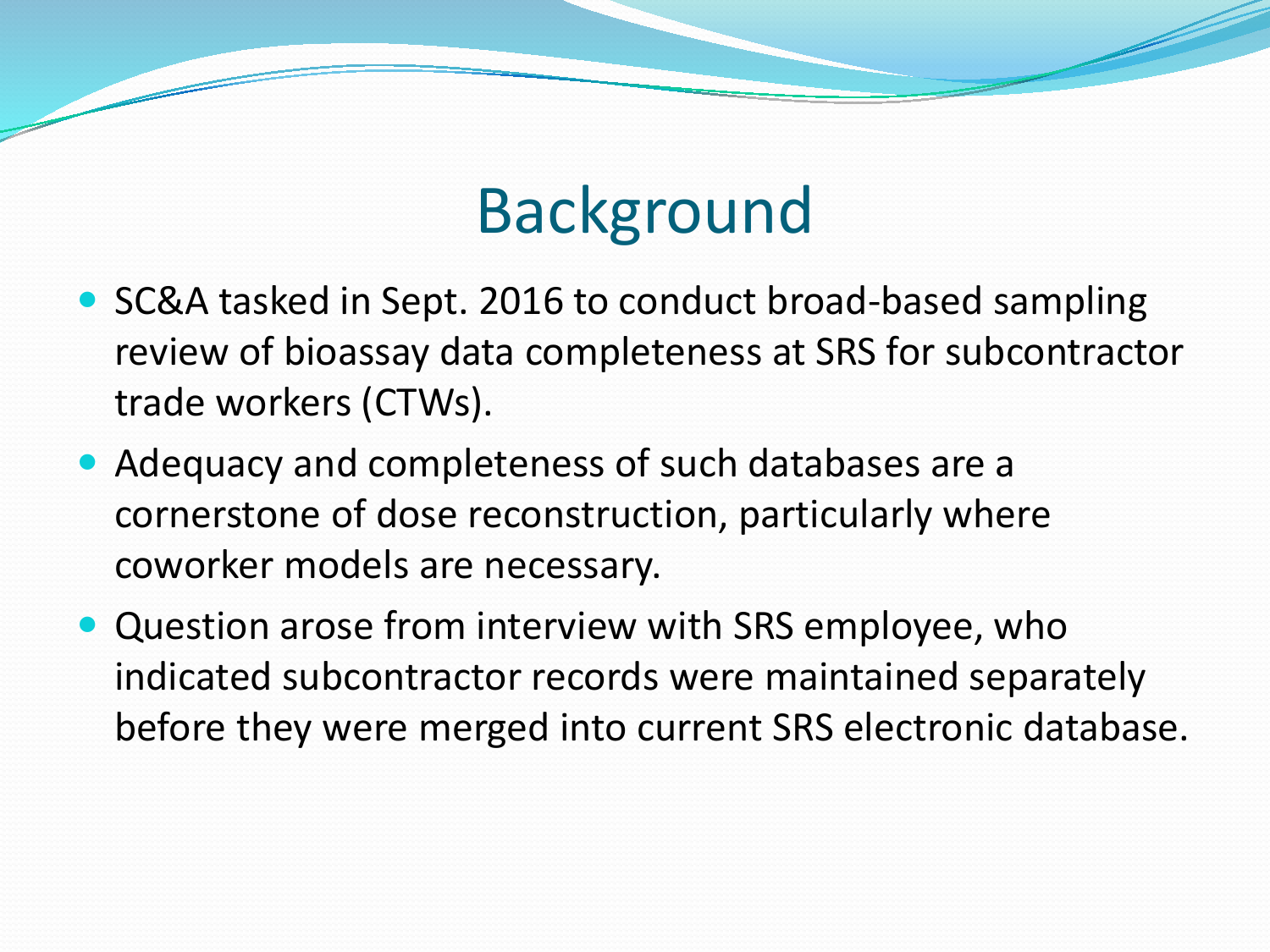# Background

- SC&A tasked in Sept. 2016 to conduct broad-based sampling review of bioassay data completeness at SRS for subcontractor trade workers (CTWs).
- Adequacy and completeness of such databases are a cornerstone of dose reconstruction, particularly where coworker models are necessary.
- Question arose from interview with SRS employee, who indicated subcontractor records were maintained separately before they were merged into current SRS electronic database.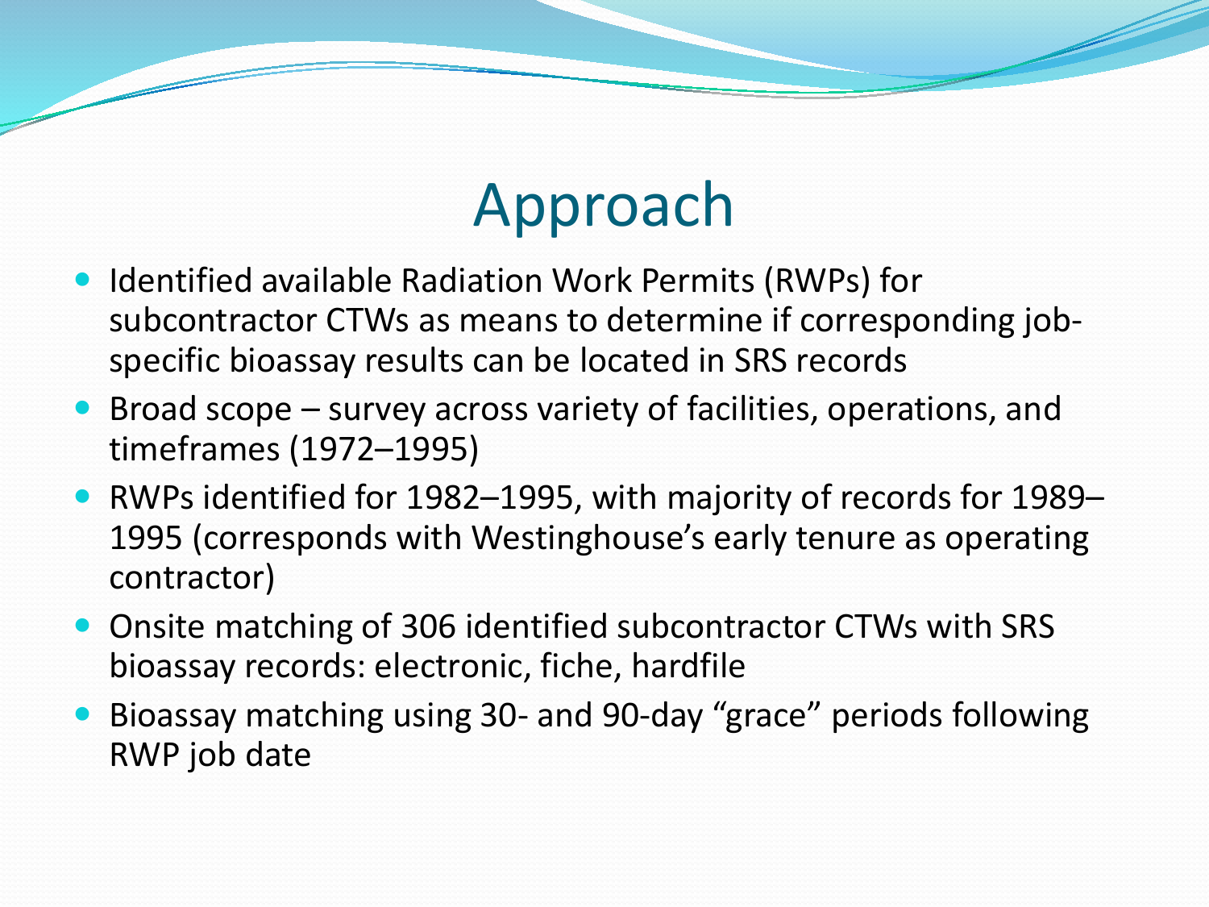# Approach

- Identified available Radiation Work Permits (RWPs) for subcontractor CTWs as means to determine if corresponding job-specific bioassay results can be located in SRS records
- Broad scope – survey across variety of facilities, operations, and timeframes (1972–1995)
- RWPs identified for 1982–1995, with majority of records for 1989–1995 (corresponds with Westinghouse's early tenure as operating contractor)
- Onsite matching of 306 identified subcontractor CTWs with SRS bioassay records: electronic, fiche, hardfile
- Bioassay matching using 30- and 90-day "grace" periods following RWP job date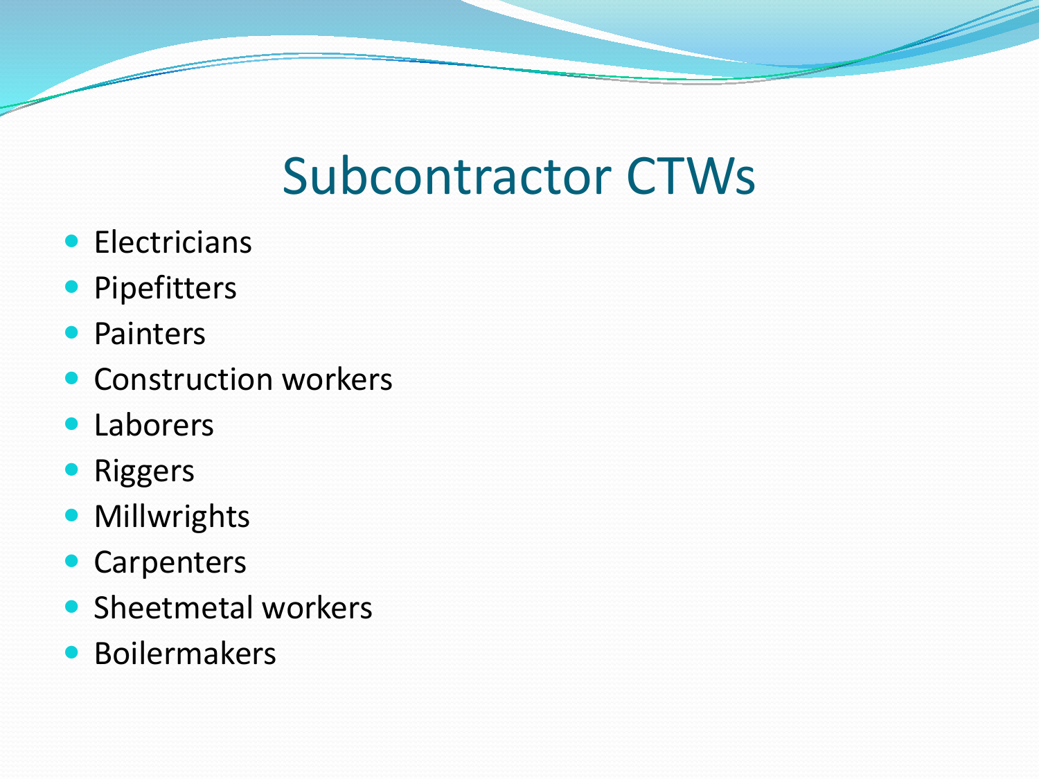# Subcontractor CTWs

- Electricians
- Pipefitters
- Painters
- Construction workers
- Laborers
- Riggers
- Millwrights
- Carpenters
- Sheetmetal workers
- Boilermakers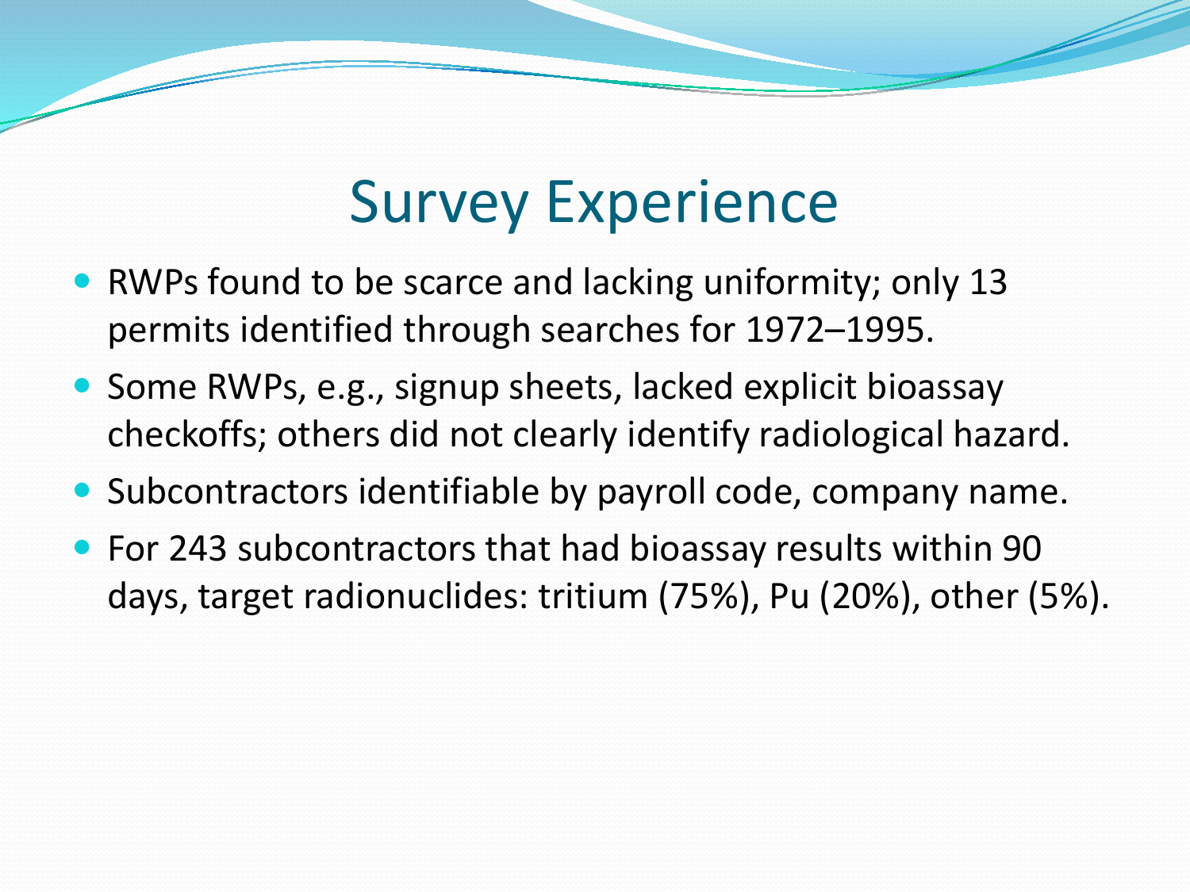# Survey Experience

- RWPs found to be scarce and lacking uniformity; only 13 permits identified through searches for 1972–1995.
- Some RWPs, e.g., signup sheets, lacked explicit bioassay checkoffs; others did not clearly identify radiological hazard.
- Subcontractors identifiable by payroll code, company name.
- For 243 subcontractors that had bioassay results within 90 days, target radionuclides: tritium (75%), Pu (20%), other (5%).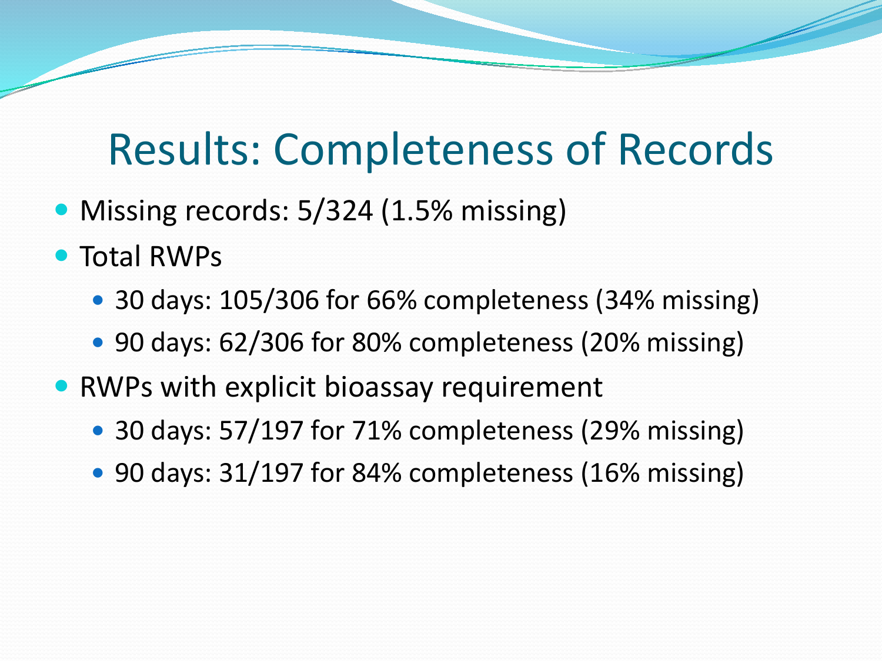# Results: Completeness of Records

- Missing records: 5/324 (1.5% missing)
- Total RWPs
  - 30 days: 105/306 for 66% completeness (34% missing)
  - 90 days: 62/306 for 80% completeness (20% missing)
- RWPs with explicit bioassay requirement
  - 30 days: 57/197 for 71% completeness (29% missing)
  - 90 days: 31/197 for 84% completeness (16% missing)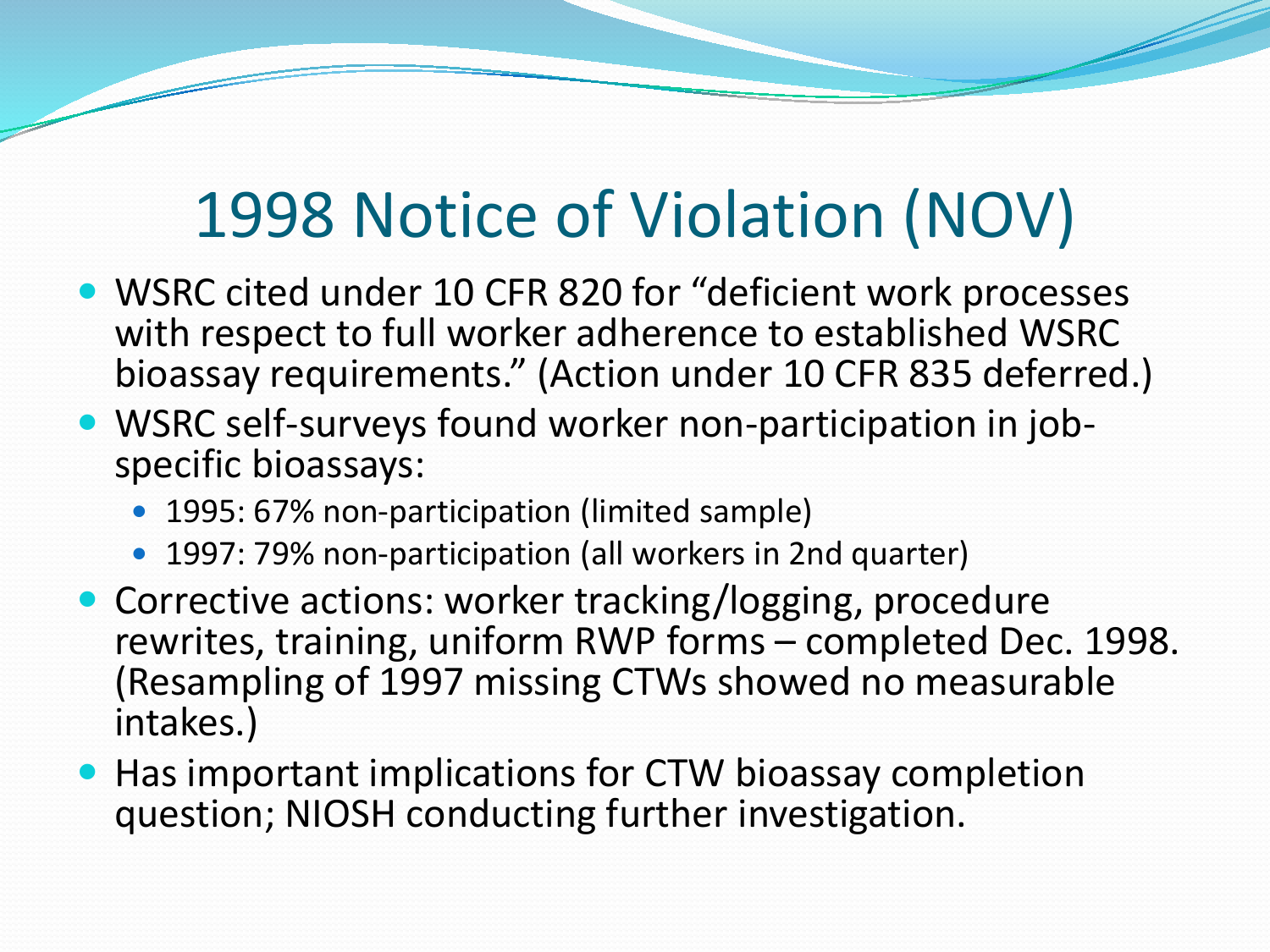# 1998 Notice of Violation (NOV)

- WSRC cited under 10 CFR 820 for "deficient work processes with respect to full worker adherence to established WSRC bioassay requirements." (Action under 10 CFR 835 deferred.)
- WSRC self-surveys found worker non-participation in job-specific bioassays:
  - 1995: 67% non-participation (limited sample)
  - 1997: 79% non-participation (all workers in 2nd quarter)
- Corrective actions: worker tracking/logging, procedure rewrites, training, uniform RWP forms – completed Dec. 1998. (Resampling of 1997 missing CTWs showed no measurable intakes.)
- Has important implications for CTW bioassay completion question; NIOSH conducting further investigation.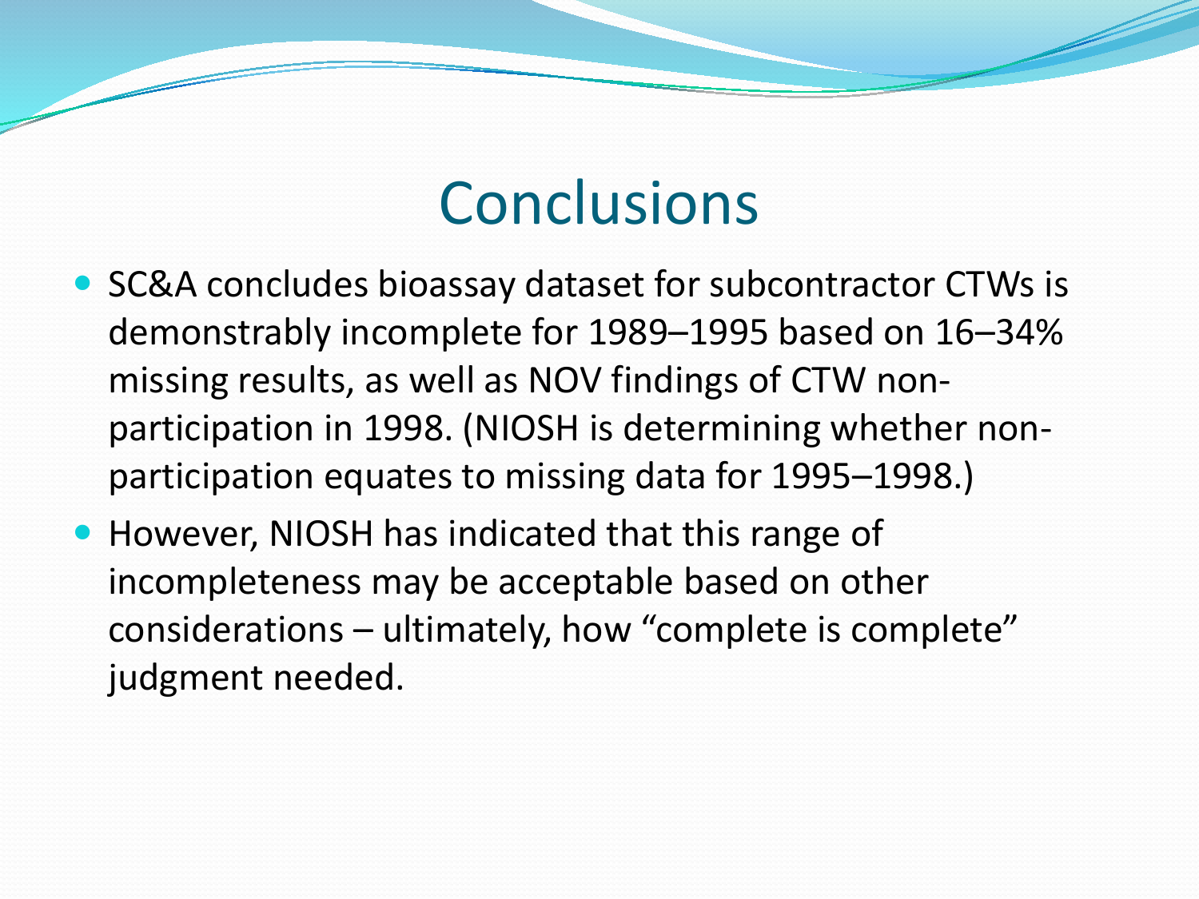# Conclusions

- SC&A concludes bioassay dataset for subcontractor CTWs is demonstrably incomplete for 1989–1995 based on 16–34% missing results, as well as NOV findings of CTW non-participation in 1998. (NIOSH is determining whether non-participation equates to missing data for 1995–1998.)
- However, NIOSH has indicated that this range of incompleteness may be acceptable based on other considerations – ultimately, how “complete is complete” judgment needed.